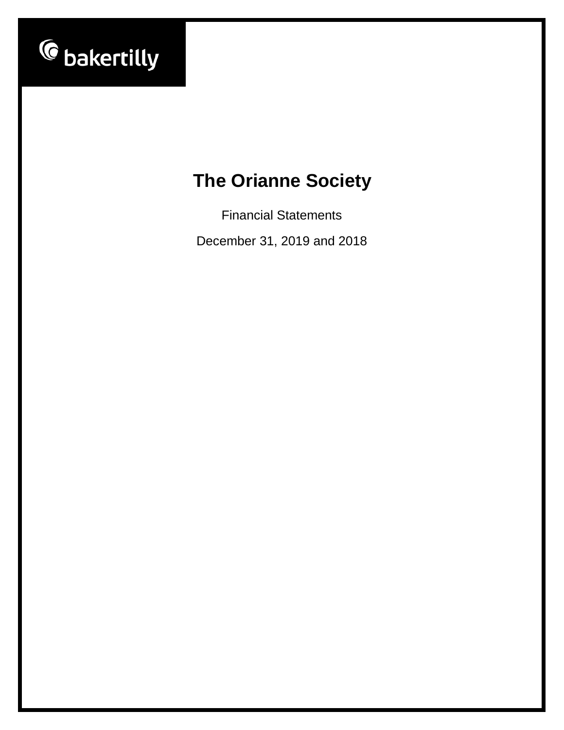bakertilly

# The Orianne Society

Financial Statements

December 31, 2019 and 2018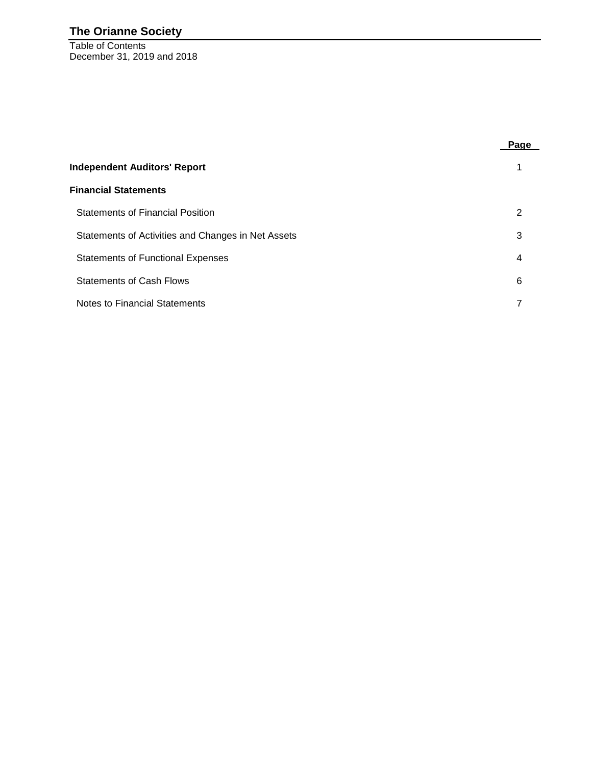# The Orianne Society

Table of Contents
December 31, 2019 and 2018

| | Page |
|---|---|
| **Independent Auditors' Report** | 1 |
| **Financial Statements** | |
| Statements of Financial Position | 2 |
| Statements of Activities and Changes in Net Assets | 3 |
| Statements of Functional Expenses | 4 |
| Statements of Cash Flows | 6 |
| Notes to Financial Statements | 7 |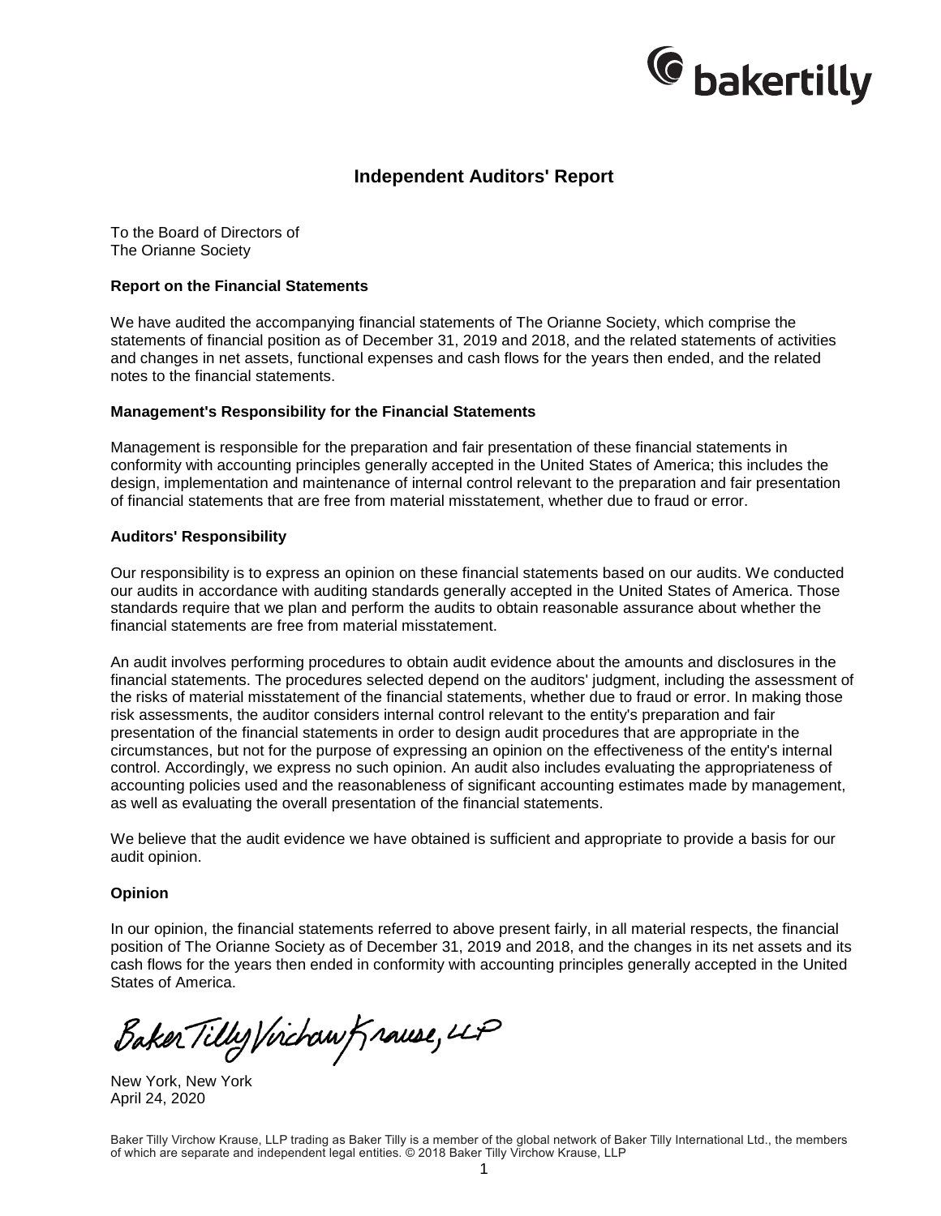# Independent Auditors' Report

To the Board of Directors of
The Orianne Society

**Report on the Financial Statements**

We have audited the accompanying financial statements of The Orianne Society, which comprise the statements of financial position as of December 31, 2019 and 2018, and the related statements of activities and changes in net assets, functional expenses and cash flows for the years then ended, and the related notes to the financial statements.

**Management's Responsibility for the Financial Statements**

Management is responsible for the preparation and fair presentation of these financial statements in conformity with accounting principles generally accepted in the United States of America; this includes the design, implementation and maintenance of internal control relevant to the preparation and fair presentation of financial statements that are free from material misstatement, whether due to fraud or error.

**Auditors' Responsibility**

Our responsibility is to express an opinion on these financial statements based on our audits. We conducted our audits in accordance with auditing standards generally accepted in the United States of America. Those standards require that we plan and perform the audits to obtain reasonable assurance about whether the financial statements are free from material misstatement.

An audit involves performing procedures to obtain audit evidence about the amounts and disclosures in the financial statements. The procedures selected depend on the auditors' judgment, including the assessment of the risks of material misstatement of the financial statements, whether due to fraud or error. In making those risk assessments, the auditor considers internal control relevant to the entity's preparation and fair presentation of the financial statements in order to design audit procedures that are appropriate in the circumstances, but not for the purpose of expressing an opinion on the effectiveness of the entity's internal control. Accordingly, we express no such opinion. An audit also includes evaluating the appropriateness of accounting policies used and the reasonableness of significant accounting estimates made by management, as well as evaluating the overall presentation of the financial statements.

We believe that the audit evidence we have obtained is sufficient and appropriate to provide a basis for our audit opinion.

**Opinion**

In our opinion, the financial statements referred to above present fairly, in all material respects, the financial position of The Orianne Society as of December 31, 2019 and 2018, and the changes in its net assets and its cash flows for the years then ended in conformity with accounting principles generally accepted in the United States of America.

Baker Tilly Virchow Krause, LLP

New York, New York
April 24, 2020

Baker Tilly Virchow Krause, LLP trading as Baker Tilly is a member of the global network of Baker Tilly International Ltd., the members of which are separate and independent legal entities. © 2018 Baker Tilly Virchow Krause, LLP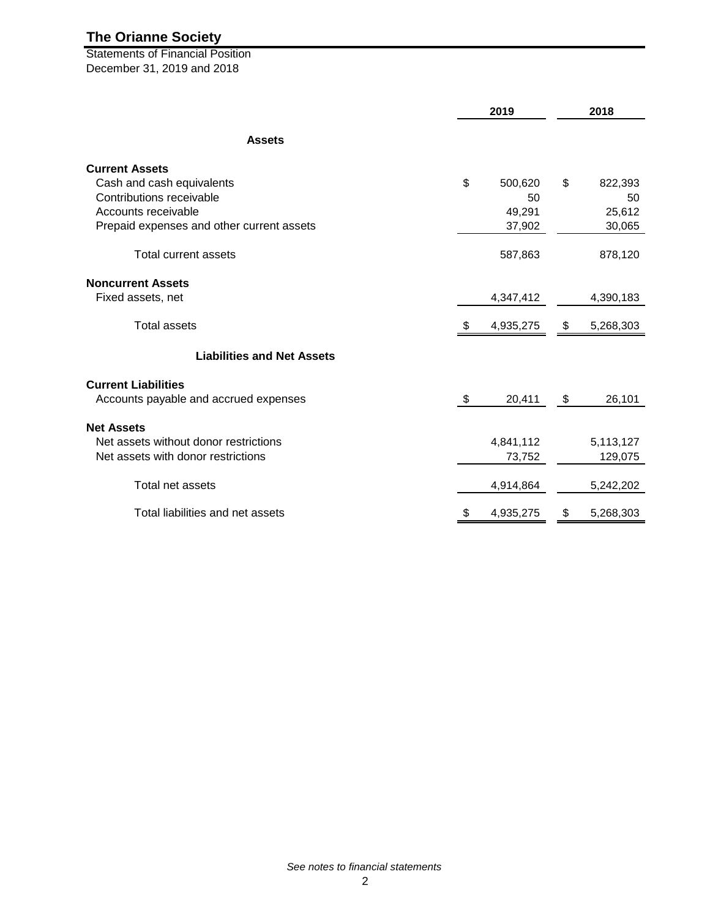# The Orianne Society

Statements of Financial Position
December 31, 2019 and 2018

| | 2019 | 2018 |
|---|---|---|
| **Assets** | | |
| **Current Assets** | | |
| Cash and cash equivalents | $ 500,620 | $ 822,393 |
| Contributions receivable | 50 | 50 |
| Accounts receivable | 49,291 | 25,612 |
| Prepaid expenses and other current assets | 37,902 | 30,065 |
| Total current assets | 587,863 | 878,120 |
| **Noncurrent Assets** | | |
| Fixed assets, net | 4,347,412 | 4,390,183 |
| Total assets | $ 4,935,275 | $ 5,268,303 |
| **Liabilities and Net Assets** | | |
| **Current Liabilities** | | |
| Accounts payable and accrued expenses | $ 20,411 | $ 26,101 |
| **Net Assets** | | |
| Net assets without donor restrictions | 4,841,112 | 5,113,127 |
| Net assets with donor restrictions | 73,752 | 129,075 |
| Total net assets | 4,914,864 | 5,242,202 |
| Total liabilities and net assets | $ 4,935,275 | $ 5,268,303 |

*See notes to financial statements*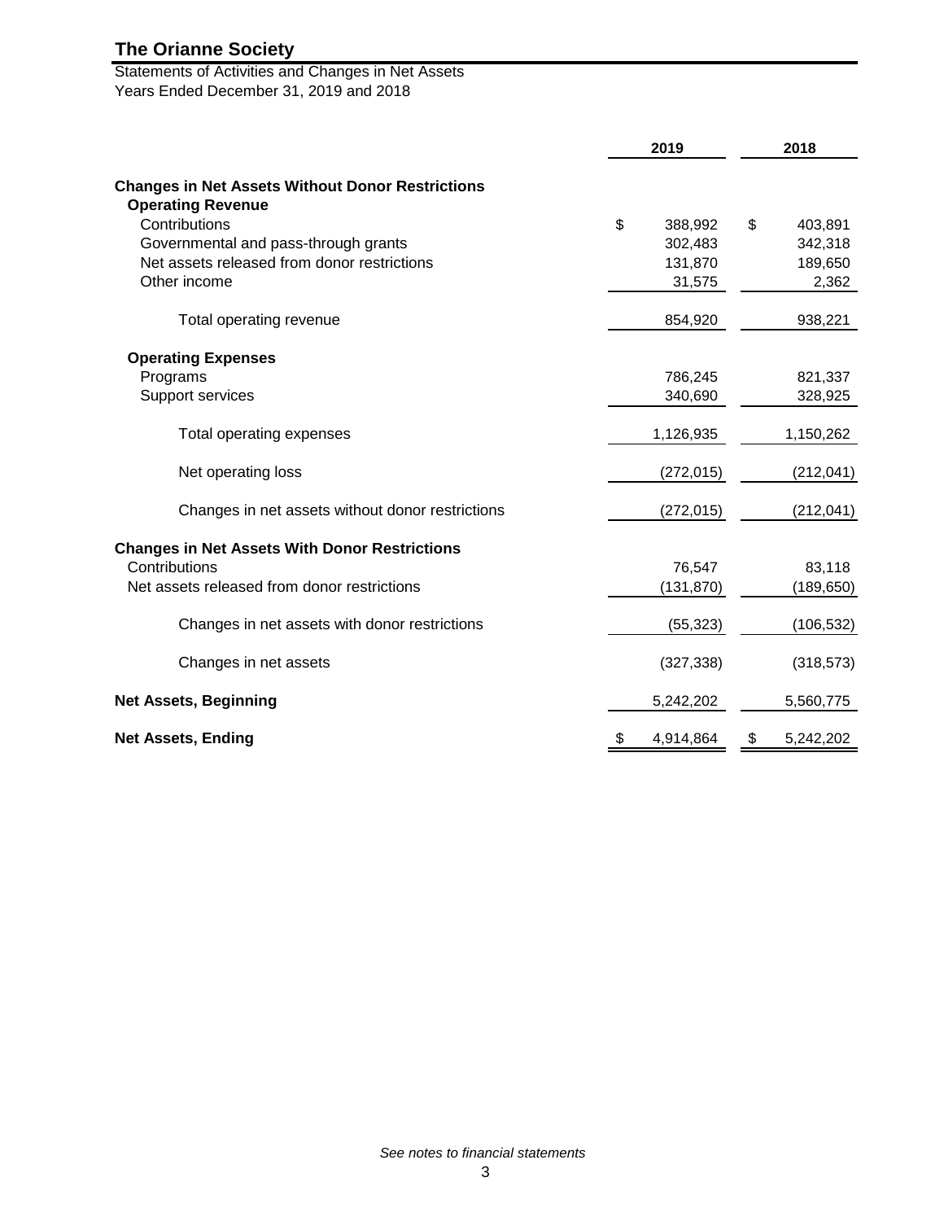# The Orianne Society

Statements of Activities and Changes in Net Assets
Years Ended December 31, 2019 and 2018

| | 2019 | 2018 |
|---|---|---|
| **Changes in Net Assets Without Donor Restrictions** | | |
| **Operating Revenue** | | |
| Contributions | $ 388,992 | $ 403,891 |
| Governmental and pass-through grants | 302,483 | 342,318 |
| Net assets released from donor restrictions | 131,870 | 189,650 |
| Other income | 31,575 | 2,362 |
| Total operating revenue | 854,920 | 938,221 |
| **Operating Expenses** | | |
| Programs | 786,245 | 821,337 |
| Support services | 340,690 | 328,925 |
| Total operating expenses | 1,126,935 | 1,150,262 |
| Net operating loss | (272,015) | (212,041) |
| Changes in net assets without donor restrictions | (272,015) | (212,041) |
| **Changes in Net Assets With Donor Restrictions** | | |
| Contributions | 76,547 | 83,118 |
| Net assets released from donor restrictions | (131,870) | (189,650) |
| Changes in net assets with donor restrictions | (55,323) | (106,532) |
| Changes in net assets | (327,338) | (318,573) |
| **Net Assets, Beginning** | 5,242,202 | 5,560,775 |
| **Net Assets, Ending** | $ 4,914,864 | $ 5,242,202 |

*See notes to financial statements*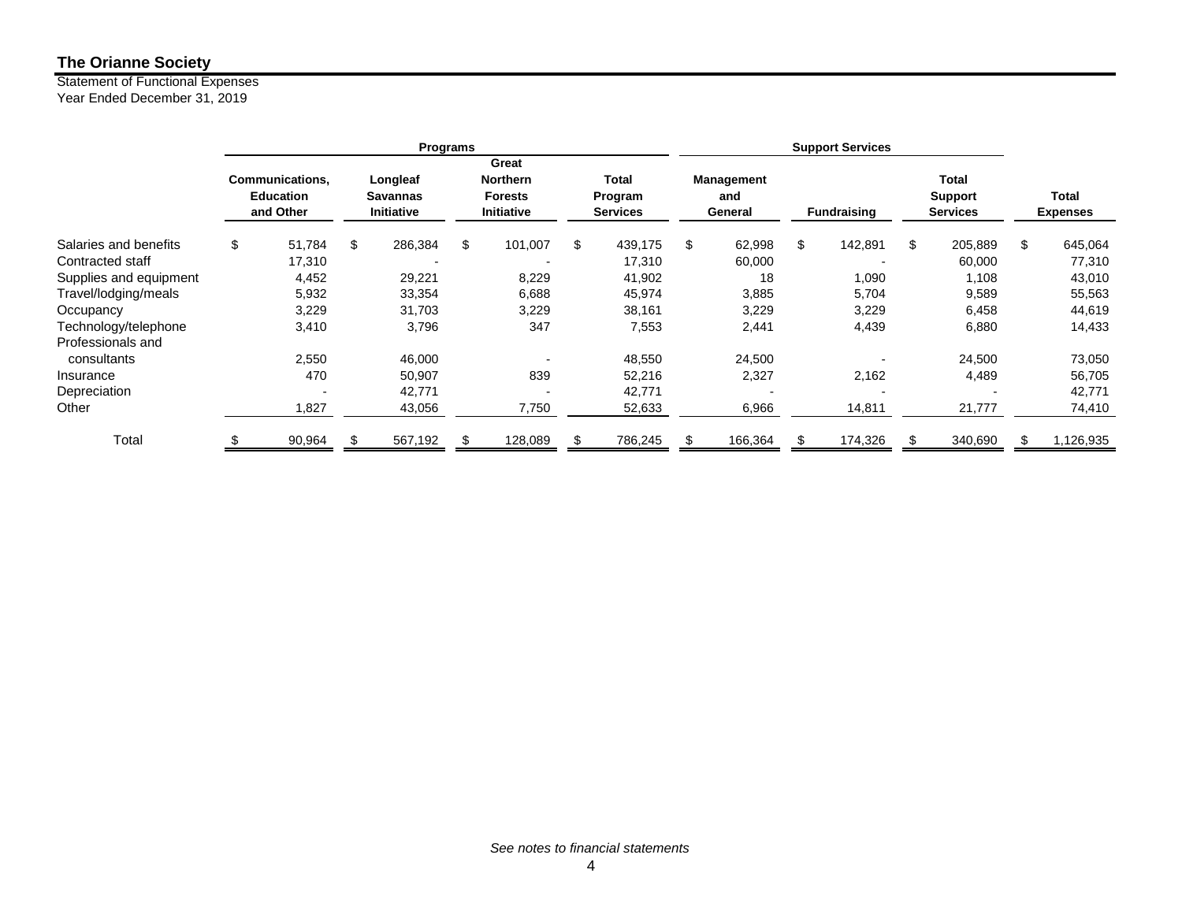**The Orianne Society**

Statement of Functional Expenses
Year Ended December 31, 2019

| | Programs | | | | Support Services | | | |
|---|---|---|---|---|---|---|---|---|
| | Communications, Education and Other | Longleaf Savannas Initiative | Great Northern Forests Initiative | Total Program Services | Management and General | Fundraising | Total Support Services | Total Expenses |
| Salaries and benefits | $ 51,784 | $ 286,384 | $ 101,007 | $ 439,175 | $ 62,998 | $ 142,891 | $ 205,889 | $ 645,064 |
| Contracted staff | 17,310 | - | - | 17,310 | 60,000 | - | 60,000 | 77,310 |
| Supplies and equipment | 4,452 | 29,221 | 8,229 | 41,902 | 18 | 1,090 | 1,108 | 43,010 |
| Travel/lodging/meals | 5,932 | 33,354 | 6,688 | 45,974 | 3,885 | 5,704 | 9,589 | 55,563 |
| Occupancy | 3,229 | 31,703 | 3,229 | 38,161 | 3,229 | 3,229 | 6,458 | 44,619 |
| Technology/telephone | 3,410 | 3,796 | 347 | 7,553 | 2,441 | 4,439 | 6,880 | 14,433 |
| Professionals and consultants | 2,550 | 46,000 | - | 48,550 | 24,500 | - | 24,500 | 73,050 |
| Insurance | 470 | 50,907 | 839 | 52,216 | 2,327 | 2,162 | 4,489 | 56,705 |
| Depreciation | - | 42,771 | - | 42,771 | - | - | - | 42,771 |
| Other | 1,827 | 43,056 | 7,750 | 52,633 | 6,966 | 14,811 | 21,777 | 74,410 |
| Total | $ 90,964 | $ 567,192 | $ 128,089 | $ 786,245 | $ 166,364 | $ 174,326 | $ 340,690 | $ 1,126,935 |

*See notes to financial statements*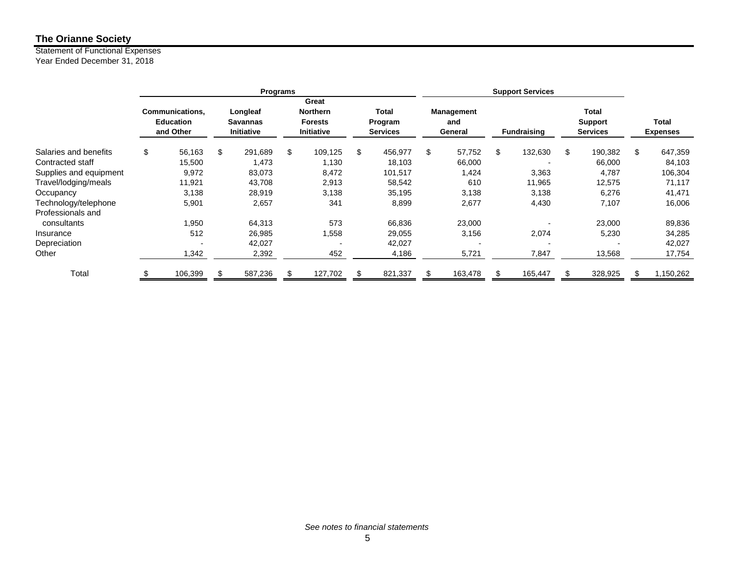# The Orianne Society

Statement of Functional Expenses
Year Ended December 31, 2018

| | Programs | | | | Support Services | | | |
|---|---|---|---|---|---|---|---|---|
| | Communications, Education and Other | Longleaf Savannas Initiative | Great Northern Forests Initiative | Total Program Services | Management and General | Fundraising | Total Support Services | Total Expenses |
| Salaries and benefits | $ 56,163 | $ 291,689 | $ 109,125 | $ 456,977 | $ 57,752 | $ 132,630 | $ 190,382 | $ 647,359 |
| Contracted staff | 15,500 | 1,473 | 1,130 | 18,103 | 66,000 | - | 66,000 | 84,103 |
| Supplies and equipment | 9,972 | 83,073 | 8,472 | 101,517 | 1,424 | 3,363 | 4,787 | 106,304 |
| Travel/lodging/meals | 11,921 | 43,708 | 2,913 | 58,542 | 610 | 11,965 | 12,575 | 71,117 |
| Occupancy | 3,138 | 28,919 | 3,138 | 35,195 | 3,138 | 3,138 | 6,276 | 41,471 |
| Technology/telephone | 5,901 | 2,657 | 341 | 8,899 | 2,677 | 4,430 | 7,107 | 16,006 |
| Professionals and consultants | 1,950 | 64,313 | 573 | 66,836 | 23,000 | - | 23,000 | 89,836 |
| Insurance | 512 | 26,985 | 1,558 | 29,055 | 3,156 | 2,074 | 5,230 | 34,285 |
| Depreciation | - | 42,027 | - | 42,027 | - | - | - | 42,027 |
| Other | 1,342 | 2,392 | 452 | 4,186 | 5,721 | 7,847 | 13,568 | 17,754 |
| Total | $ 106,399 | $ 587,236 | $ 127,702 | $ 821,337 | $ 163,478 | $ 165,447 | $ 328,925 | $ 1,150,262 |

*See notes to financial statements*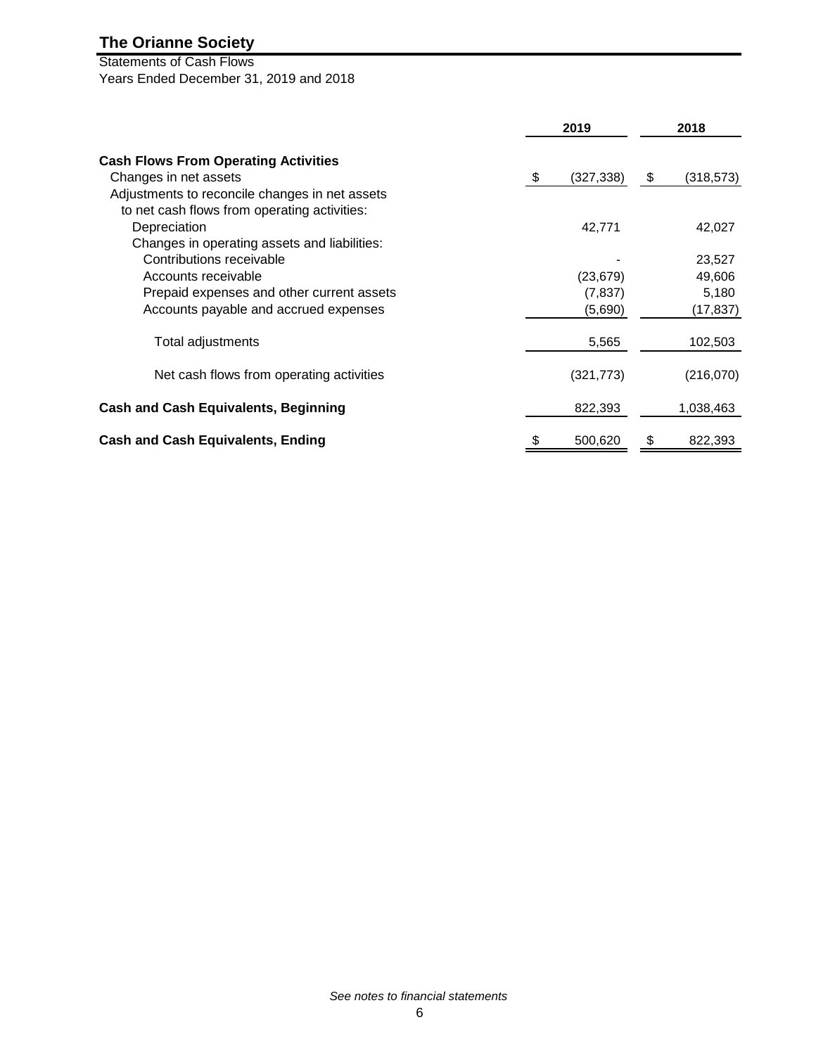# The Orianne Society

Statements of Cash Flows
Years Ended December 31, 2019 and 2018

| | 2019 | 2018 |
|---|---|---|
| **Cash Flows From Operating Activities** | | |
| Changes in net assets | $ (327,338) | $ (318,573) |
| Adjustments to reconcile changes in net assets to net cash flows from operating activities: | | |
| Depreciation | 42,771 | 42,027 |
| Changes in operating assets and liabilities: | | |
| Contributions receivable | - | 23,527 |
| Accounts receivable | (23,679) | 49,606 |
| Prepaid expenses and other current assets | (7,837) | 5,180 |
| Accounts payable and accrued expenses | (5,690) | (17,837) |
| Total adjustments | 5,565 | 102,503 |
| Net cash flows from operating activities | (321,773) | (216,070) |
| **Cash and Cash Equivalents, Beginning** | 822,393 | 1,038,463 |
| **Cash and Cash Equivalents, Ending** | $ 500,620 | $ 822,393 |

*See notes to financial statements*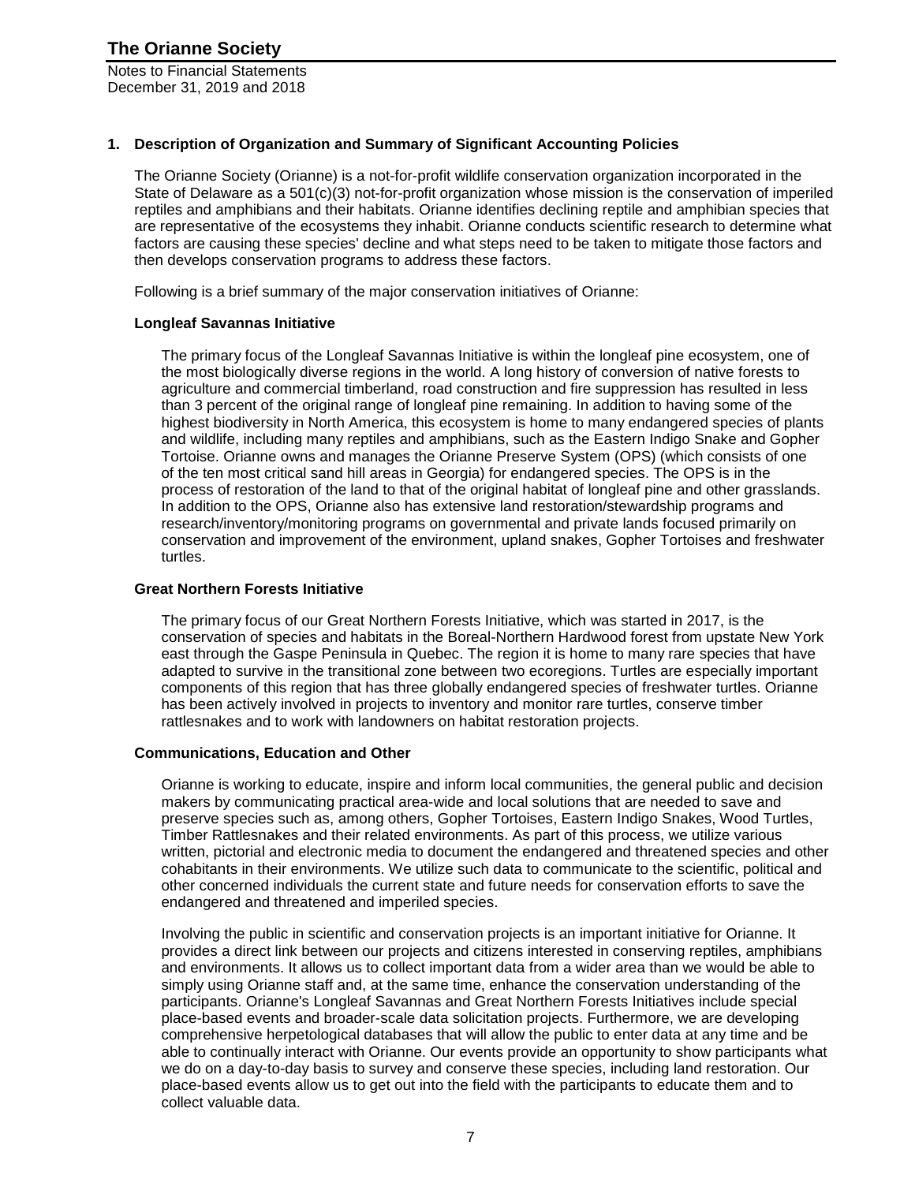## 1. Description of Organization and Summary of Significant Accounting Policies

The Orianne Society (Orianne) is a not-for-profit wildlife conservation organization incorporated in the State of Delaware as a 501(c)(3) not-for-profit organization whose mission is the conservation of imperiled reptiles and amphibians and their habitats. Orianne identifies declining reptile and amphibian species that are representative of the ecosystems they inhabit. Orianne conducts scientific research to determine what factors are causing these species' decline and what steps need to be taken to mitigate those factors and then develops conservation programs to address these factors.

Following is a brief summary of the major conservation initiatives of Orianne:

### Longleaf Savannas Initiative

The primary focus of the Longleaf Savannas Initiative is within the longleaf pine ecosystem, one of the most biologically diverse regions in the world. A long history of conversion of native forests to agriculture and commercial timberland, road construction and fire suppression has resulted in less than 3 percent of the original range of longleaf pine remaining. In addition to having some of the highest biodiversity in North America, this ecosystem is home to many endangered species of plants and wildlife, including many reptiles and amphibians, such as the Eastern Indigo Snake and Gopher Tortoise. Orianne owns and manages the Orianne Preserve System (OPS) (which consists of one of the ten most critical sand hill areas in Georgia) for endangered species. The OPS is in the process of restoration of the land to that of the original habitat of longleaf pine and other grasslands. In addition to the OPS, Orianne also has extensive land restoration/stewardship programs and research/inventory/monitoring programs on governmental and private lands focused primarily on conservation and improvement of the environment, upland snakes, Gopher Tortoises and freshwater turtles.

### Great Northern Forests Initiative

The primary focus of our Great Northern Forests Initiative, which was started in 2017, is the conservation of species and habitats in the Boreal-Northern Hardwood forest from upstate New York east through the Gaspe Peninsula in Quebec. The region it is home to many rare species that have adapted to survive in the transitional zone between two ecoregions. Turtles are especially important components of this region that has three globally endangered species of freshwater turtles. Orianne has been actively involved in projects to inventory and monitor rare turtles, conserve timber rattlesnakes and to work with landowners on habitat restoration projects.

### Communications, Education and Other

Orianne is working to educate, inspire and inform local communities, the general public and decision makers by communicating practical area-wide and local solutions that are needed to save and preserve species such as, among others, Gopher Tortoises, Eastern Indigo Snakes, Wood Turtles, Timber Rattlesnakes and their related environments. As part of this process, we utilize various written, pictorial and electronic media to document the endangered and threatened species and other cohabitants in their environments. We utilize such data to communicate to the scientific, political and other concerned individuals the current state and future needs for conservation efforts to save the endangered and threatened and imperiled species.

Involving the public in scientific and conservation projects is an important initiative for Orianne. It provides a direct link between our projects and citizens interested in conserving reptiles, amphibians and environments. It allows us to collect important data from a wider area than we would be able to simply using Orianne staff and, at the same time, enhance the conservation understanding of the participants. Orianne's Longleaf Savannas and Great Northern Forests Initiatives include special place-based events and broader-scale data solicitation projects. Furthermore, we are developing comprehensive herpetological databases that will allow the public to enter data at any time and be able to continually interact with Orianne. Our events provide an opportunity to show participants what we do on a day-to-day basis to survey and conserve these species, including land restoration. Our place-based events allow us to get out into the field with the participants to educate them and to collect valuable data.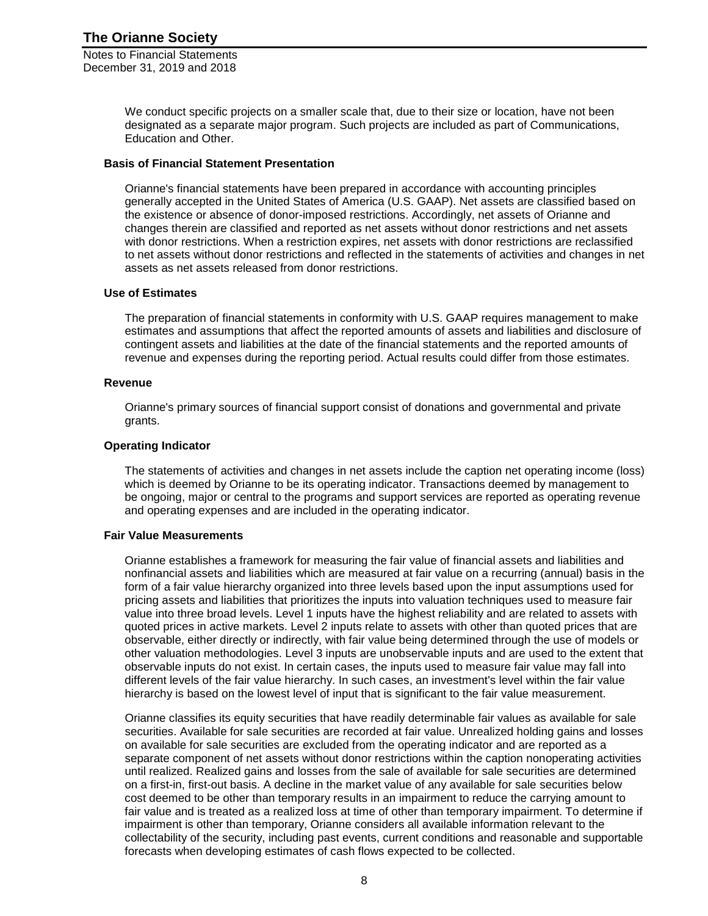We conduct specific projects on a smaller scale that, due to their size or location, have not been designated as a separate major program. Such projects are included as part of Communications, Education and Other.

### Basis of Financial Statement Presentation

Orianne's financial statements have been prepared in accordance with accounting principles generally accepted in the United States of America (U.S. GAAP). Net assets are classified based on the existence or absence of donor-imposed restrictions. Accordingly, net assets of Orianne and changes therein are classified and reported as net assets without donor restrictions and net assets with donor restrictions. When a restriction expires, net assets with donor restrictions are reclassified to net assets without donor restrictions and reflected in the statements of activities and changes in net assets as net assets released from donor restrictions.

### Use of Estimates

The preparation of financial statements in conformity with U.S. GAAP requires management to make estimates and assumptions that affect the reported amounts of assets and liabilities and disclosure of contingent assets and liabilities at the date of the financial statements and the reported amounts of revenue and expenses during the reporting period. Actual results could differ from those estimates.

### Revenue

Orianne's primary sources of financial support consist of donations and governmental and private grants.

### Operating Indicator

The statements of activities and changes in net assets include the caption net operating income (loss) which is deemed by Orianne to be its operating indicator. Transactions deemed by management to be ongoing, major or central to the programs and support services are reported as operating revenue and operating expenses and are included in the operating indicator.

### Fair Value Measurements

Orianne establishes a framework for measuring the fair value of financial assets and liabilities and nonfinancial assets and liabilities which are measured at fair value on a recurring (annual) basis in the form of a fair value hierarchy organized into three levels based upon the input assumptions used for pricing assets and liabilities that prioritizes the inputs into valuation techniques used to measure fair value into three broad levels. Level 1 inputs have the highest reliability and are related to assets with quoted prices in active markets. Level 2 inputs relate to assets with other than quoted prices that are observable, either directly or indirectly, with fair value being determined through the use of models or other valuation methodologies. Level 3 inputs are unobservable inputs and are used to the extent that observable inputs do not exist. In certain cases, the inputs used to measure fair value may fall into different levels of the fair value hierarchy. In such cases, an investment's level within the fair value hierarchy is based on the lowest level of input that is significant to the fair value measurement.

Orianne classifies its equity securities that have readily determinable fair values as available for sale securities. Available for sale securities are recorded at fair value. Unrealized holding gains and losses on available for sale securities are excluded from the operating indicator and are reported as a separate component of net assets without donor restrictions within the caption nonoperating activities until realized. Realized gains and losses from the sale of available for sale securities are determined on a first-in, first-out basis. A decline in the market value of any available for sale securities below cost deemed to be other than temporary results in an impairment to reduce the carrying amount to fair value and is treated as a realized loss at time of other than temporary impairment. To determine if impairment is other than temporary, Orianne considers all available information relevant to the collectability of the security, including past events, current conditions and reasonable and supportable forecasts when developing estimates of cash flows expected to be collected.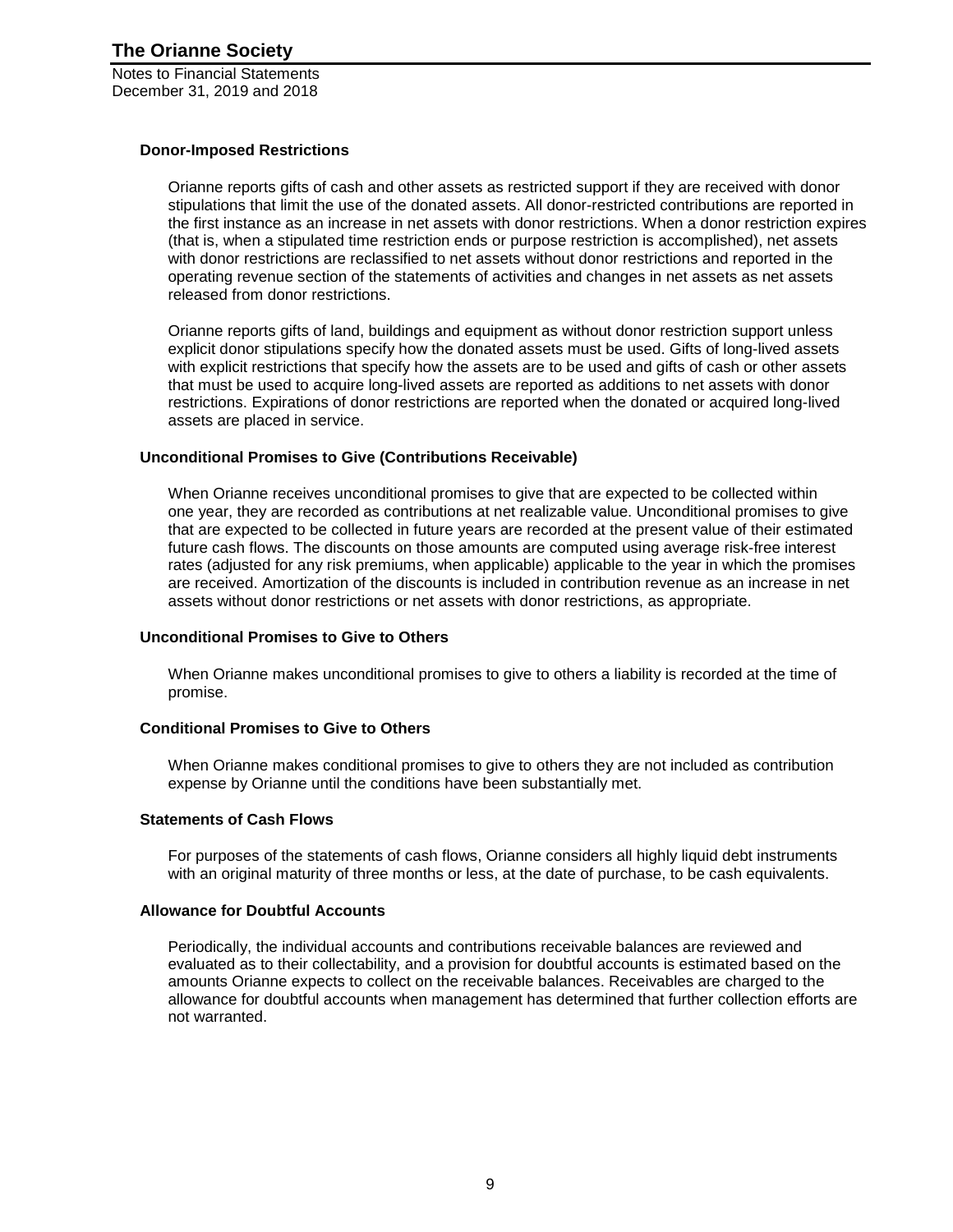#### Donor-Imposed Restrictions

Orianne reports gifts of cash and other assets as restricted support if they are received with donor stipulations that limit the use of the donated assets. All donor-restricted contributions are reported in the first instance as an increase in net assets with donor restrictions. When a donor restriction expires (that is, when a stipulated time restriction ends or purpose restriction is accomplished), net assets with donor restrictions are reclassified to net assets without donor restrictions and reported in the operating revenue section of the statements of activities and changes in net assets as net assets released from donor restrictions.

Orianne reports gifts of land, buildings and equipment as without donor restriction support unless explicit donor stipulations specify how the donated assets must be used. Gifts of long-lived assets with explicit restrictions that specify how the assets are to be used and gifts of cash or other assets that must be used to acquire long-lived assets are reported as additions to net assets with donor restrictions. Expirations of donor restrictions are reported when the donated or acquired long-lived assets are placed in service.

#### Unconditional Promises to Give (Contributions Receivable)

When Orianne receives unconditional promises to give that are expected to be collected within one year, they are recorded as contributions at net realizable value. Unconditional promises to give that are expected to be collected in future years are recorded at the present value of their estimated future cash flows. The discounts on those amounts are computed using average risk-free interest rates (adjusted for any risk premiums, when applicable) applicable to the year in which the promises are received. Amortization of the discounts is included in contribution revenue as an increase in net assets without donor restrictions or net assets with donor restrictions, as appropriate.

#### Unconditional Promises to Give to Others

When Orianne makes unconditional promises to give to others a liability is recorded at the time of promise.

#### Conditional Promises to Give to Others

When Orianne makes conditional promises to give to others they are not included as contribution expense by Orianne until the conditions have been substantially met.

#### Statements of Cash Flows

For purposes of the statements of cash flows, Orianne considers all highly liquid debt instruments with an original maturity of three months or less, at the date of purchase, to be cash equivalents.

#### Allowance for Doubtful Accounts

Periodically, the individual accounts and contributions receivable balances are reviewed and evaluated as to their collectability, and a provision for doubtful accounts is estimated based on the amounts Orianne expects to collect on the receivable balances. Receivables are charged to the allowance for doubtful accounts when management has determined that further collection efforts are not warranted.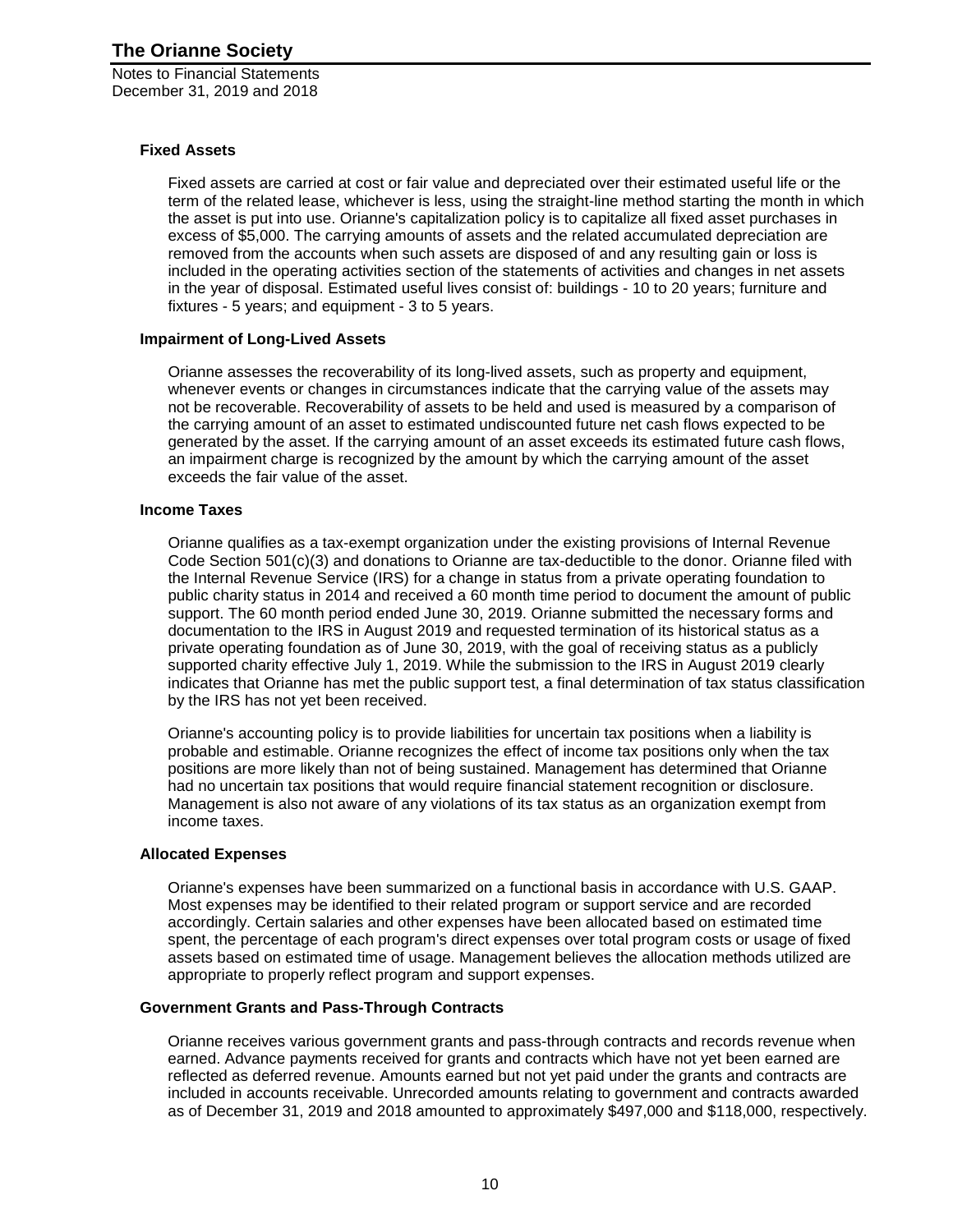### Fixed Assets

Fixed assets are carried at cost or fair value and depreciated over their estimated useful life or the term of the related lease, whichever is less, using the straight-line method starting the month in which the asset is put into use. Orianne's capitalization policy is to capitalize all fixed asset purchases in excess of $5,000. The carrying amounts of assets and the related accumulated depreciation are removed from the accounts when such assets are disposed of and any resulting gain or loss is included in the operating activities section of the statements of activities and changes in net assets in the year of disposal. Estimated useful lives consist of: buildings - 10 to 20 years; furniture and fixtures - 5 years; and equipment - 3 to 5 years.

### Impairment of Long-Lived Assets

Orianne assesses the recoverability of its long-lived assets, such as property and equipment, whenever events or changes in circumstances indicate that the carrying value of the assets may not be recoverable. Recoverability of assets to be held and used is measured by a comparison of the carrying amount of an asset to estimated undiscounted future net cash flows expected to be generated by the asset. If the carrying amount of an asset exceeds its estimated future cash flows, an impairment charge is recognized by the amount by which the carrying amount of the asset exceeds the fair value of the asset.

### Income Taxes

Orianne qualifies as a tax-exempt organization under the existing provisions of Internal Revenue Code Section 501(c)(3) and donations to Orianne are tax-deductible to the donor. Orianne filed with the Internal Revenue Service (IRS) for a change in status from a private operating foundation to public charity status in 2014 and received a 60 month time period to document the amount of public support. The 60 month period ended June 30, 2019. Orianne submitted the necessary forms and documentation to the IRS in August 2019 and requested termination of its historical status as a private operating foundation as of June 30, 2019, with the goal of receiving status as a publicly supported charity effective July 1, 2019. While the submission to the IRS in August 2019 clearly indicates that Orianne has met the public support test, a final determination of tax status classification by the IRS has not yet been received.

Orianne's accounting policy is to provide liabilities for uncertain tax positions when a liability is probable and estimable. Orianne recognizes the effect of income tax positions only when the tax positions are more likely than not of being sustained. Management has determined that Orianne had no uncertain tax positions that would require financial statement recognition or disclosure. Management is also not aware of any violations of its tax status as an organization exempt from income taxes.

### Allocated Expenses

Orianne's expenses have been summarized on a functional basis in accordance with U.S. GAAP. Most expenses may be identified to their related program or support service and are recorded accordingly. Certain salaries and other expenses have been allocated based on estimated time spent, the percentage of each program's direct expenses over total program costs or usage of fixed assets based on estimated time of usage. Management believes the allocation methods utilized are appropriate to properly reflect program and support expenses.

### Government Grants and Pass-Through Contracts

Orianne receives various government grants and pass-through contracts and records revenue when earned. Advance payments received for grants and contracts which have not yet been earned are reflected as deferred revenue. Amounts earned but not yet paid under the grants and contracts are included in accounts receivable. Unrecorded amounts relating to government and contracts awarded as of December 31, 2019 and 2018 amounted to approximately $497,000 and $118,000, respectively.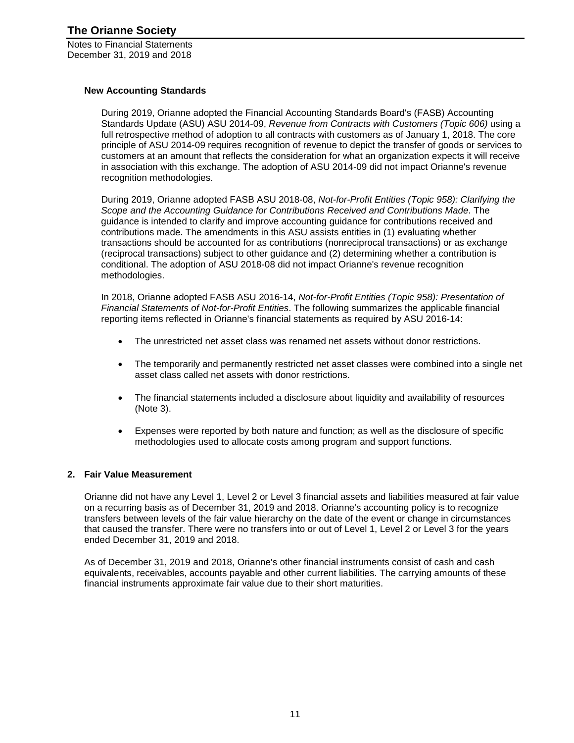### New Accounting Standards

During 2019, Orianne adopted the Financial Accounting Standards Board's (FASB) Accounting Standards Update (ASU) ASU 2014-09, *Revenue from Contracts with Customers (Topic 606)* using a full retrospective method of adoption to all contracts with customers as of January 1, 2018. The core principle of ASU 2014-09 requires recognition of revenue to depict the transfer of goods or services to customers at an amount that reflects the consideration for what an organization expects it will receive in association with this exchange. The adoption of ASU 2014-09 did not impact Orianne's revenue recognition methodologies.

During 2019, Orianne adopted FASB ASU 2018-08, *Not-for-Profit Entities (Topic 958): Clarifying the Scope and the Accounting Guidance for Contributions Received and Contributions Made*. The guidance is intended to clarify and improve accounting guidance for contributions received and contributions made. The amendments in this ASU assists entities in (1) evaluating whether transactions should be accounted for as contributions (nonreciprocal transactions) or as exchange (reciprocal transactions) subject to other guidance and (2) determining whether a contribution is conditional. The adoption of ASU 2018-08 did not impact Orianne's revenue recognition methodologies.

In 2018, Orianne adopted FASB ASU 2016-14, *Not-for-Profit Entities (Topic 958): Presentation of Financial Statements of Not-for-Profit Entities*. The following summarizes the applicable financial reporting items reflected in Orianne's financial statements as required by ASU 2016-14:

- The unrestricted net asset class was renamed net assets without donor restrictions.
- The temporarily and permanently restricted net asset classes were combined into a single net asset class called net assets with donor restrictions.
- The financial statements included a disclosure about liquidity and availability of resources (Note 3).
- Expenses were reported by both nature and function; as well as the disclosure of specific methodologies used to allocate costs among program and support functions.

## 2. Fair Value Measurement

Orianne did not have any Level 1, Level 2 or Level 3 financial assets and liabilities measured at fair value on a recurring basis as of December 31, 2019 and 2018. Orianne's accounting policy is to recognize transfers between levels of the fair value hierarchy on the date of the event or change in circumstances that caused the transfer. There were no transfers into or out of Level 1, Level 2 or Level 3 for the years ended December 31, 2019 and 2018.

As of December 31, 2019 and 2018, Orianne's other financial instruments consist of cash and cash equivalents, receivables, accounts payable and other current liabilities. The carrying amounts of these financial instruments approximate fair value due to their short maturities.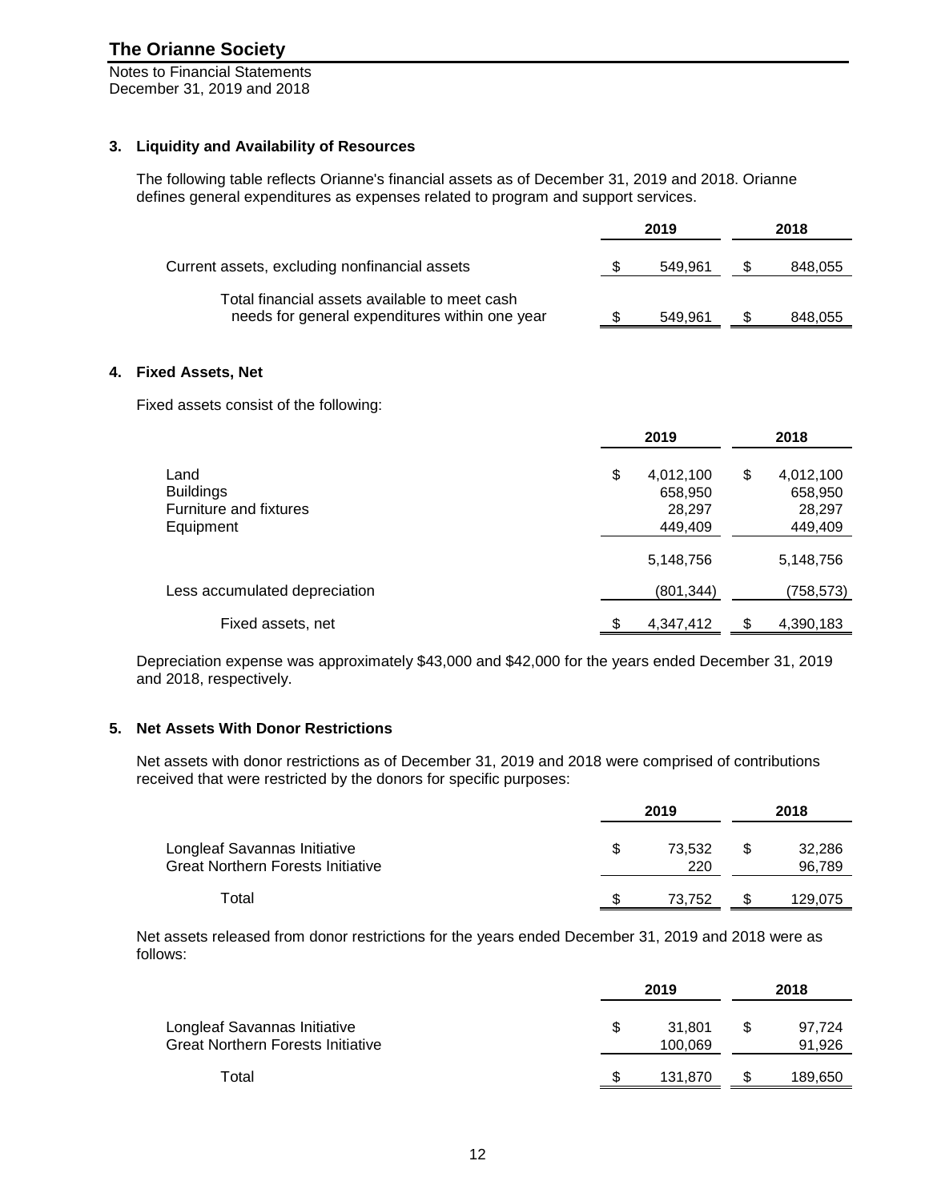## 3. Liquidity and Availability of Resources

The following table reflects Orianne's financial assets as of December 31, 2019 and 2018. Orianne defines general expenditures as expenses related to program and support services.

| | 2019 | 2018 |
|---|---|---|
| Current assets, excluding nonfinancial assets | $ 549,961 | $ 848,055 |
| Total financial assets available to meet cash needs for general expenditures within one year | $ 549,961 | $ 848,055 |

## 4. Fixed Assets, Net

Fixed assets consist of the following:

| | 2019 | 2018 |
|---|---|---|
| Land | $ 4,012,100 | $ 4,012,100 |
| Buildings | 658,950 | 658,950 |
| Furniture and fixtures | 28,297 | 28,297 |
| Equipment | 449,409 | 449,409 |
| | 5,148,756 | 5,148,756 |
| Less accumulated depreciation | (801,344) | (758,573) |
| Fixed assets, net | $ 4,347,412 | $ 4,390,183 |

Depreciation expense was approximately $43,000 and $42,000 for the years ended December 31, 2019 and 2018, respectively.

## 5. Net Assets With Donor Restrictions

Net assets with donor restrictions as of December 31, 2019 and 2018 were comprised of contributions received that were restricted by the donors for specific purposes:

| | 2019 | 2018 |
|---|---|---|
| Longleaf Savannas Initiative | $ 73,532 | $ 32,286 |
| Great Northern Forests Initiative | 220 | 96,789 |
| Total | $ 73,752 | $ 129,075 |

Net assets released from donor restrictions for the years ended December 31, 2019 and 2018 were as follows:

| | 2019 | 2018 |
|---|---|---|
| Longleaf Savannas Initiative | $ 31,801 | $ 97,724 |
| Great Northern Forests Initiative | 100,069 | 91,926 |
| Total | $ 131,870 | $ 189,650 |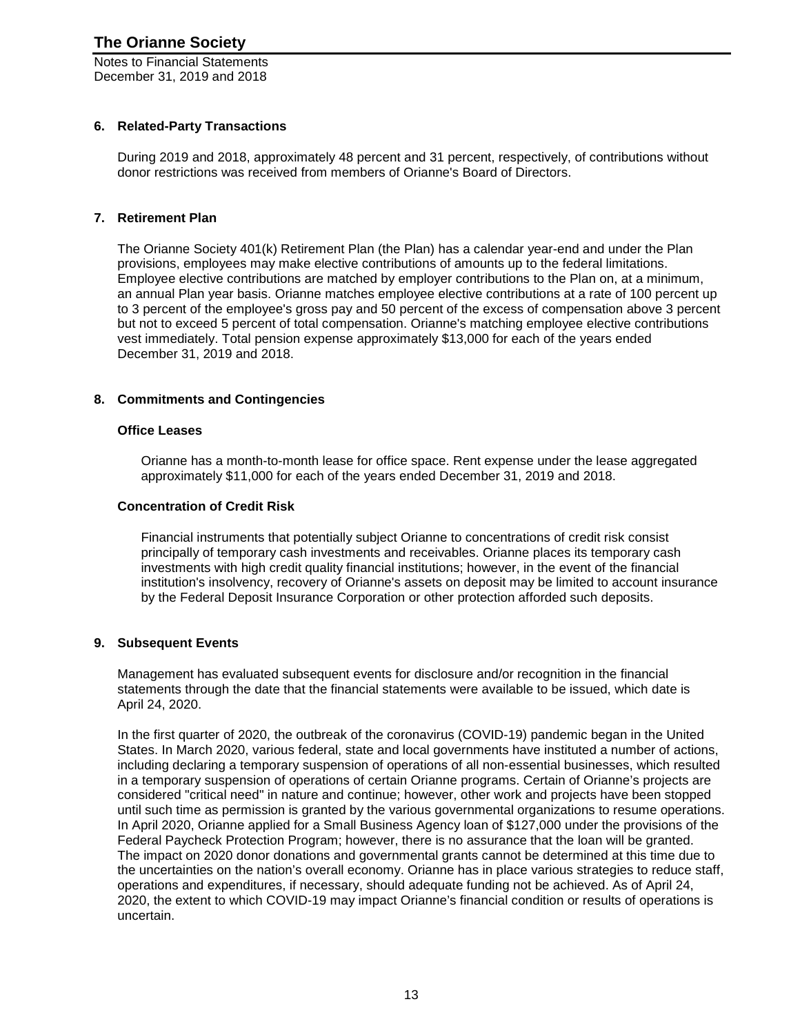## 6. Related-Party Transactions

During 2019 and 2018, approximately 48 percent and 31 percent, respectively, of contributions without donor restrictions was received from members of Orianne's Board of Directors.

## 7. Retirement Plan

The Orianne Society 401(k) Retirement Plan (the Plan) has a calendar year-end and under the Plan provisions, employees may make elective contributions of amounts up to the federal limitations. Employee elective contributions are matched by employer contributions to the Plan on, at a minimum, an annual Plan year basis. Orianne matches employee elective contributions at a rate of 100 percent up to 3 percent of the employee's gross pay and 50 percent of the excess of compensation above 3 percent but not to exceed 5 percent of total compensation. Orianne's matching employee elective contributions vest immediately. Total pension expense approximately $13,000 for each of the years ended December 31, 2019 and 2018.

## 8. Commitments and Contingencies

### Office Leases

Orianne has a month-to-month lease for office space. Rent expense under the lease aggregated approximately $11,000 for each of the years ended December 31, 2019 and 2018.

### Concentration of Credit Risk

Financial instruments that potentially subject Orianne to concentrations of credit risk consist principally of temporary cash investments and receivables. Orianne places its temporary cash investments with high credit quality financial institutions; however, in the event of the financial institution's insolvency, recovery of Orianne's assets on deposit may be limited to account insurance by the Federal Deposit Insurance Corporation or other protection afforded such deposits.

## 9. Subsequent Events

Management has evaluated subsequent events for disclosure and/or recognition in the financial statements through the date that the financial statements were available to be issued, which date is April 24, 2020.

In the first quarter of 2020, the outbreak of the coronavirus (COVID-19) pandemic began in the United States. In March 2020, various federal, state and local governments have instituted a number of actions, including declaring a temporary suspension of operations of all non-essential businesses, which resulted in a temporary suspension of operations of certain Orianne programs. Certain of Orianne's projects are considered "critical need" in nature and continue; however, other work and projects have been stopped until such time as permission is granted by the various governmental organizations to resume operations. In April 2020, Orianne applied for a Small Business Agency loan of $127,000 under the provisions of the Federal Paycheck Protection Program; however, there is no assurance that the loan will be granted. The impact on 2020 donor donations and governmental grants cannot be determined at this time due to the uncertainties on the nation's overall economy. Orianne has in place various strategies to reduce staff, operations and expenditures, if necessary, should adequate funding not be achieved. As of April 24, 2020, the extent to which COVID-19 may impact Orianne's financial condition or results of operations is uncertain.